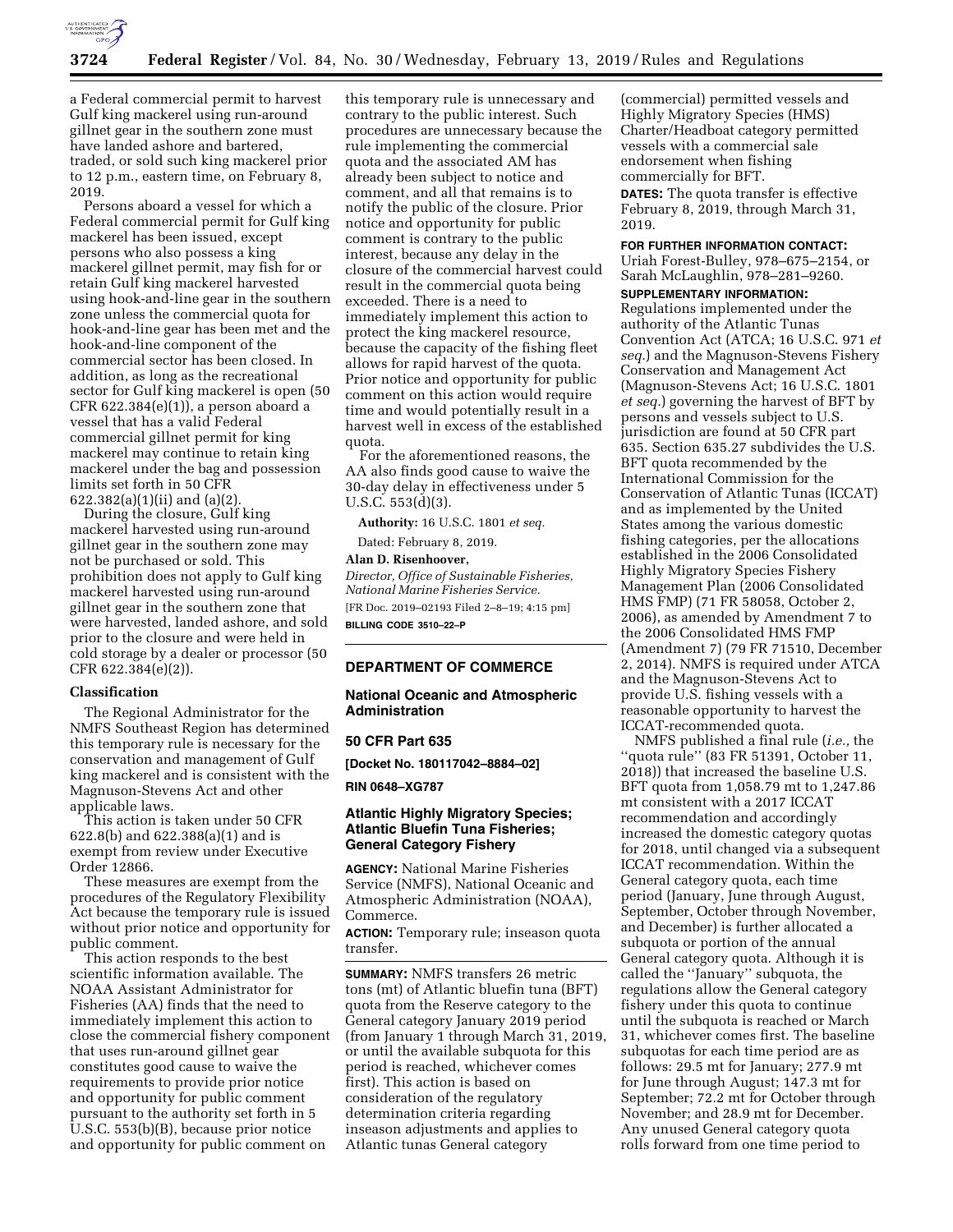a Federal commercial permit to harvest Gulf king mackerel using run-around gillnet gear in the southern zone must have landed ashore and bartered, traded, or sold such king mackerel prior to 12 p.m., eastern time, on February 8, 2019.

Persons aboard a vessel for which a Federal commercial permit for Gulf king mackerel has been issued, except persons who also possess a king mackerel gillnet permit, may fish for or retain Gulf king mackerel harvested using hook-and-line gear in the southern zone unless the commercial quota for hook-and-line gear has been met and the hook-and-line component of the commercial sector has been closed. In addition, as long as the recreational sector for Gulf king mackerel is open (50 CFR 622.384(e)(1)), a person aboard a vessel that has a valid Federal commercial gillnet permit for king mackerel may continue to retain king mackerel under the bag and possession limits set forth in 50 CFR 622.382(a)(1)(ii) and (a)(2).

During the closure, Gulf king mackerel harvested using run-around gillnet gear in the southern zone may not be purchased or sold. This prohibition does not apply to Gulf king mackerel harvested using run-around gillnet gear in the southern zone that were harvested, landed ashore, and sold prior to the closure and were held in cold storage by a dealer or processor (50 CFR 622.384(e)(2)).

### Classification

The Regional Administrator for the NMFS Southeast Region has determined this temporary rule is necessary for the conservation and management of Gulf king mackerel and is consistent with the Magnuson-Stevens Act and other applicable laws.

This action is taken under 50 CFR 622.8(b) and 622.388(a)(1) and is exempt from review under Executive Order 12866.

These measures are exempt from the procedures of the Regulatory Flexibility Act because the temporary rule is issued without prior notice and opportunity for public comment.

This action responds to the best scientific information available. The NOAA Assistant Administrator for Fisheries (AA) finds that the need to immediately implement this action to close the commercial fishery component that uses run-around gillnet gear constitutes good cause to waive the requirements to provide prior notice and opportunity for public comment pursuant to the authority set forth in 5 U.S.C. 553(b)(B), because prior notice and opportunity for public comment on this temporary rule is unnecessary and contrary to the public interest. Such procedures are unnecessary because the rule implementing the commercial quota and the associated AM has already been subject to notice and comment, and all that remains is to notify the public of the closure. Prior notice and opportunity for public comment is contrary to the public interest, because any delay in the closure of the commercial harvest could result in the commercial quota being exceeded. There is a need to immediately implement this action to protect the king mackerel resource, because the capacity of the fishing fleet allows for rapid harvest of the quota. Prior notice and opportunity for public comment on this action would require time and would potentially result in a harvest well in excess of the established quota.

For the aforementioned reasons, the AA also finds good cause to waive the 30-day delay in effectiveness under 5 U.S.C. 553(d)(3).

**Authority:** 16 U.S.C. 1801 *et seq.*

Dated: February 8, 2019.

**Alan D. Risenhoover,**

*Director, Office of Sustainable Fisheries, National Marine Fisheries Service.*

[FR Doc. 2019–02193 Filed 2–8–19; 4:15 pm]

**BILLING CODE 3510–22–P**

## DEPARTMENT OF COMMERCE

## National Oceanic and Atmospheric Administration

### 50 CFR Part 635

**[Docket No. 180117042–8884–02]**

**RIN 0648–XG787**

### Atlantic Highly Migratory Species; Atlantic Bluefin Tuna Fisheries; General Category Fishery

**AGENCY:** National Marine Fisheries Service (NMFS), National Oceanic and Atmospheric Administration (NOAA), Commerce.

**ACTION:** Temporary rule; inseason quota transfer.

**SUMMARY:** NMFS transfers 26 metric tons (mt) of Atlantic bluefin tuna (BFT) quota from the Reserve category to the General category January 2019 period (from January 1 through March 31, 2019, or until the available subquota for this period is reached, whichever comes first). This action is based on consideration of the regulatory determination criteria regarding inseason adjustments and applies to Atlantic tunas General category (commercial) permitted vessels and Highly Migratory Species (HMS) Charter/Headboat category permitted vessels with a commercial sale endorsement when fishing commercially for BFT.

**DATES:** The quota transfer is effective February 8, 2019, through March 31, 2019.

**FOR FURTHER INFORMATION CONTACT:** Uriah Forest-Bulley, 978–675–2154, or Sarah McLaughlin, 978–281–9260.

**SUPPLEMENTARY INFORMATION:** Regulations implemented under the authority of the Atlantic Tunas Convention Act (ATCA; 16 U.S.C. 971 *et seq.*) and the Magnuson-Stevens Fishery Conservation and Management Act (Magnuson-Stevens Act; 16 U.S.C. 1801 *et seq.*) governing the harvest of BFT by persons and vessels subject to U.S. jurisdiction are found at 50 CFR part 635. Section 635.27 subdivides the U.S. BFT quota recommended by the International Commission for the Conservation of Atlantic Tunas (ICCAT) and as implemented by the United States among the various domestic fishing categories, per the allocations established in the 2006 Consolidated Highly Migratory Species Fishery Management Plan (2006 Consolidated HMS FMP) (71 FR 58058, October 2, 2006), as amended by Amendment 7 to the 2006 Consolidated HMS FMP (Amendment 7) (79 FR 71510, December 2, 2014). NMFS is required under ATCA and the Magnuson-Stevens Act to provide U.S. fishing vessels with a reasonable opportunity to harvest the ICCAT-recommended quota.

NMFS published a final rule (*i.e.,* the ''quota rule'' (83 FR 51391, October 11, 2018)) that increased the baseline U.S. BFT quota from 1,058.79 mt to 1,247.86 mt consistent with a 2017 ICCAT recommendation and accordingly increased the domestic category quotas for 2018, until changed via a subsequent ICCAT recommendation. Within the General category quota, each time period (January, June through August, September, October through November, and December) is further allocated a subquota or portion of the annual General category quota. Although it is called the ''January'' subquota, the regulations allow the General category fishery under this quota to continue until the subquota is reached or March 31, whichever comes first. The baseline subquotas for each time period are as follows: 29.5 mt for January; 277.9 mt for June through August; 147.3 mt for September; 72.2 mt for October through November; and 28.9 mt for December. Any unused General category quota rolls forward from one time period to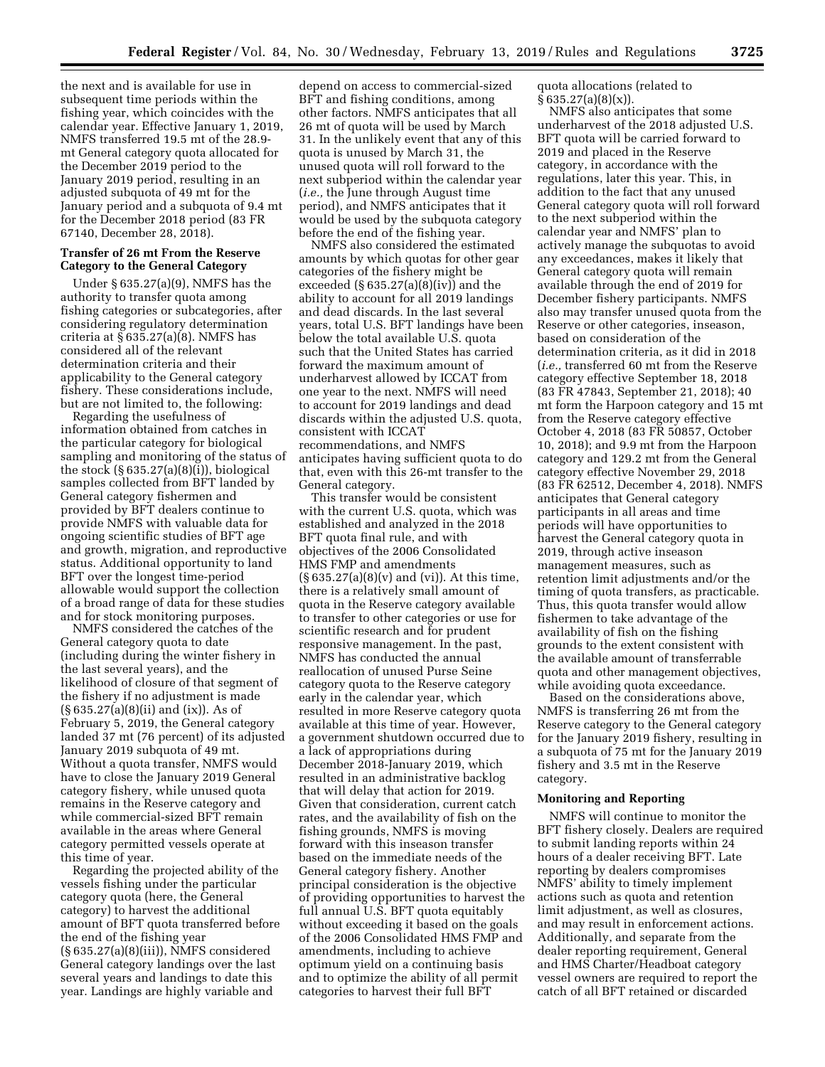the next and is available for use in subsequent time periods within the fishing year, which coincides with the calendar year. Effective January 1, 2019, NMFS transferred 19.5 mt of the 28.9-mt General category quota allocated for the December 2019 period to the January 2019 period, resulting in an adjusted subquota of 49 mt for the January period and a subquota of 9.4 mt for the December 2018 period (83 FR 67140, December 28, 2018).

**Transfer of 26 mt From the Reserve Category to the General Category**

Under § 635.27(a)(9), NMFS has the authority to transfer quota among fishing categories or subcategories, after considering regulatory determination criteria at § 635.27(a)(8). NMFS has considered all of the relevant determination criteria and their applicability to the General category fishery. These considerations include, but are not limited to, the following:

Regarding the usefulness of information obtained from catches in the particular category for biological sampling and monitoring of the status of the stock (§ 635.27(a)(8)(i)), biological samples collected from BFT landed by General category fishermen and provided by BFT dealers continue to provide NMFS with valuable data for ongoing scientific studies of BFT age and growth, migration, and reproductive status. Additional opportunity to land BFT over the longest time-period allowable would support the collection of a broad range of data for these studies and for stock monitoring purposes.

NMFS considered the catches of the General category quota to date (including during the winter fishery in the last several years), and the likelihood of closure of that segment of the fishery if no adjustment is made (§ 635.27(a)(8)(ii) and (ix)). As of February 5, 2019, the General category landed 37 mt (76 percent) of its adjusted January 2019 subquota of 49 mt. Without a quota transfer, NMFS would have to close the January 2019 General category fishery, while unused quota remains in the Reserve category and while commercial-sized BFT remain available in the areas where General category permitted vessels operate at this time of year.

Regarding the projected ability of the vessels fishing under the particular category quota (here, the General category) to harvest the additional amount of BFT quota transferred before the end of the fishing year (§ 635.27(a)(8)(iii)), NMFS considered General category landings over the last several years and landings to date this year. Landings are highly variable and depend on access to commercial-sized BFT and fishing conditions, among other factors. NMFS anticipates that all 26 mt of quota will be used by March 31. In the unlikely event that any of this quota is unused by March 31, the unused quota will roll forward to the next subperiod within the calendar year (*i.e.,* the June through August time period), and NMFS anticipates that it would be used by the subquota category before the end of the fishing year.

NMFS also considered the estimated amounts by which quotas for other gear categories of the fishery might be exceeded (§ 635.27(a)(8)(iv)) and the ability to account for all 2019 landings and dead discards. In the last several years, total U.S. BFT landings have been below the total available U.S. quota such that the United States has carried forward the maximum amount of underharvest allowed by ICCAT from one year to the next. NMFS will need to account for 2019 landings and dead discards within the adjusted U.S. quota, consistent with ICCAT recommendations, and NMFS anticipates having sufficient quota to do that, even with this 26-mt transfer to the General category.

This transfer would be consistent with the current U.S. quota, which was established and analyzed in the 2018 BFT quota final rule, and with objectives of the 2006 Consolidated HMS FMP and amendments (§ 635.27(a)(8)(v) and (vi)). At this time, there is a relatively small amount of quota in the Reserve category available to transfer to other categories or use for scientific research and for prudent responsive management. In the past, NMFS has conducted the annual reallocation of unused Purse Seine category quota to the Reserve category early in the calendar year, which resulted in more Reserve category quota available at this time of year. However, a government shutdown occurred due to a lack of appropriations during December 2018-January 2019, which resulted in an administrative backlog that will delay that action for 2019. Given that consideration, current catch rates, and the availability of fish on the fishing grounds, NMFS is moving forward with this inseason transfer based on the immediate needs of the General category fishery. Another principal consideration is the objective of providing opportunities to harvest the full annual U.S. BFT quota equitably without exceeding it based on the goals of the 2006 Consolidated HMS FMP and amendments, including to achieve optimum yield on a continuing basis and to optimize the ability of all permit categories to harvest their full BFT quota allocations (related to § 635.27(a)(8)(x)).

NMFS also anticipates that some underharvest of the 2018 adjusted U.S. BFT quota will be carried forward to 2019 and placed in the Reserve category, in accordance with the regulations, later this year. This, in addition to the fact that any unused General category quota will roll forward to the next subperiod within the calendar year and NMFS' plan to actively manage the subquotas to avoid any exceedances, makes it likely that General category quota will remain available through the end of 2019 for December fishery participants. NMFS also may transfer unused quota from the Reserve or other categories, inseason, based on consideration of the determination criteria, as it did in 2018 (*i.e.,* transferred 60 mt from the Reserve category effective September 18, 2018 (83 FR 47843, September 21, 2018); 40 mt form the Harpoon category and 15 mt from the Reserve category effective October 4, 2018 (83 FR 50857, October 10, 2018); and 9.9 mt from the Harpoon category and 129.2 mt from the General category effective November 29, 2018 (83 FR 62512, December 4, 2018). NMFS anticipates that General category participants in all areas and time periods will have opportunities to harvest the General category quota in 2019, through active inseason management measures, such as retention limit adjustments and/or the timing of quota transfers, as practicable. Thus, this quota transfer would allow fishermen to take advantage of the availability of fish on the fishing grounds to the extent consistent with the available amount of transferrable quota and other management objectives, while avoiding quota exceedance.

Based on the considerations above, NMFS is transferring 26 mt from the Reserve category to the General category for the January 2019 fishery, resulting in a subquota of 75 mt for the January 2019 fishery and 3.5 mt in the Reserve category.

**Monitoring and Reporting**

NMFS will continue to monitor the BFT fishery closely. Dealers are required to submit landing reports within 24 hours of a dealer receiving BFT. Late reporting by dealers compromises NMFS' ability to timely implement actions such as quota and retention limit adjustment, as well as closures, and may result in enforcement actions. Additionally, and separate from the dealer reporting requirement, General and HMS Charter/Headboat category vessel owners are required to report the catch of all BFT retained or discarded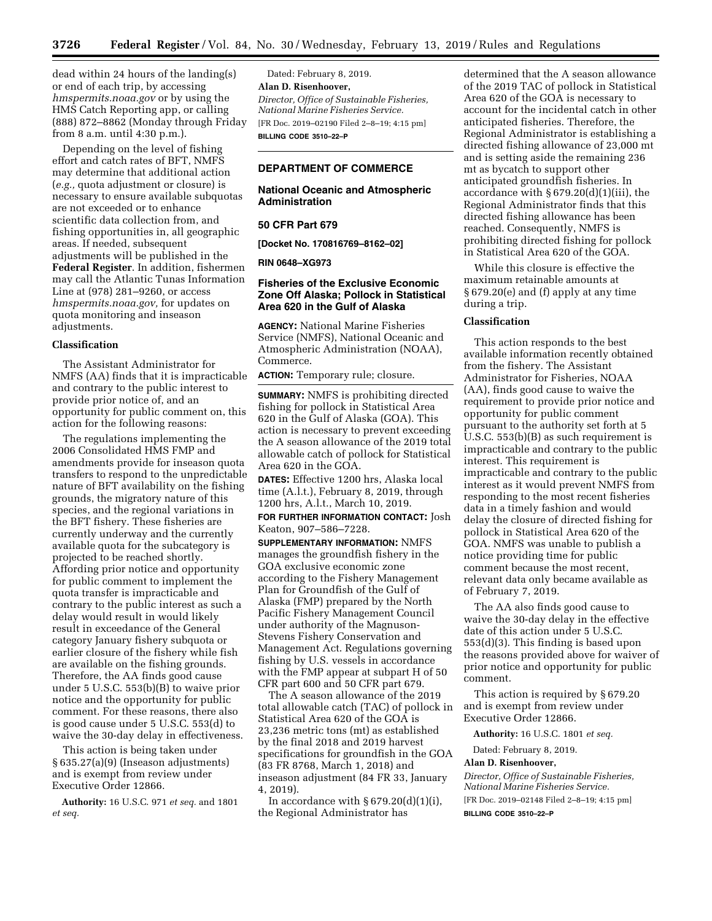dead within 24 hours of the landing(s) or end of each trip, by accessing *hmspermits.noaa.gov* or by using the HMS Catch Reporting app, or calling (888) 872–8862 (Monday through Friday from 8 a.m. until 4:30 p.m.).

Depending on the level of fishing effort and catch rates of BFT, NMFS may determine that additional action (*e.g.,* quota adjustment or closure) is necessary to ensure available subquotas are not exceeded or to enhance scientific data collection from, and fishing opportunities in, all geographic areas. If needed, subsequent adjustments will be published in the **Federal Register**. In addition, fishermen may call the Atlantic Tunas Information Line at (978) 281–9260, or access *hmspermits.noaa.gov,* for updates on quota monitoring and inseason adjustments.

## Classification

The Assistant Administrator for NMFS (AA) finds that it is impracticable and contrary to the public interest to provide prior notice of, and an opportunity for public comment on, this action for the following reasons:

The regulations implementing the 2006 Consolidated HMS FMP and amendments provide for inseason quota transfers to respond to the unpredictable nature of BFT availability on the fishing grounds, the migratory nature of this species, and the regional variations in the BFT fishery. These fisheries are currently underway and the currently available quota for the subcategory is projected to be reached shortly. Affording prior notice and opportunity for public comment to implement the quota transfer is impracticable and contrary to the public interest as such a delay would result in would likely result in exceedance of the General category January fishery subquota or earlier closure of the fishery while fish are available on the fishing grounds. Therefore, the AA finds good cause under 5 U.S.C. 553(b)(B) to waive prior notice and the opportunity for public comment. For these reasons, there also is good cause under 5 U.S.C. 553(d) to waive the 30-day delay in effectiveness.

This action is being taken under § 635.27(a)(9) (Inseason adjustments) and is exempt from review under Executive Order 12866.

**Authority:** 16 U.S.C. 971 *et seq.* and 1801 *et seq.*

Dated: February 8, 2019.

**Alan D. Risenhoover,**

*Director, Office of Sustainable Fisheries, National Marine Fisheries Service.*

[FR Doc. 2019–02190 Filed 2–8–19; 4:15 pm]

**BILLING CODE 3510–22–P**

---

## DEPARTMENT OF COMMERCE

## National Oceanic and Atmospheric Administration

## 50 CFR Part 679

**[Docket No. 170816769–8162–02]**

**RIN 0648–XG973**

## Fisheries of the Exclusive Economic Zone Off Alaska; Pollock in Statistical Area 620 in the Gulf of Alaska

**AGENCY:** National Marine Fisheries Service (NMFS), National Oceanic and Atmospheric Administration (NOAA), Commerce.

**ACTION:** Temporary rule; closure.

**SUMMARY:** NMFS is prohibiting directed fishing for pollock in Statistical Area 620 in the Gulf of Alaska (GOA). This action is necessary to prevent exceeding the A season allowance of the 2019 total allowable catch of pollock for Statistical Area 620 in the GOA.

**DATES:** Effective 1200 hrs, Alaska local time (A.l.t.), February 8, 2019, through 1200 hrs, A.l.t., March 10, 2019.

**FOR FURTHER INFORMATION CONTACT:** Josh Keaton, 907–586–7228.

**SUPPLEMENTARY INFORMATION:** NMFS manages the groundfish fishery in the GOA exclusive economic zone according to the Fishery Management Plan for Groundfish of the Gulf of Alaska (FMP) prepared by the North Pacific Fishery Management Council under authority of the Magnuson-Stevens Fishery Conservation and Management Act. Regulations governing fishing by U.S. vessels in accordance with the FMP appear at subpart H of 50 CFR part 600 and 50 CFR part 679.

The A season allowance of the 2019 total allowable catch (TAC) of pollock in Statistical Area 620 of the GOA is 23,236 metric tons (mt) as established by the final 2018 and 2019 harvest specifications for groundfish in the GOA (83 FR 8768, March 1, 2018) and inseason adjustment (84 FR 33, January 4, 2019).

In accordance with § 679.20(d)(1)(i), the Regional Administrator has determined that the A season allowance of the 2019 TAC of pollock in Statistical Area 620 of the GOA is necessary to account for the incidental catch in other anticipated fisheries. Therefore, the Regional Administrator is establishing a directed fishing allowance of 23,000 mt and is setting aside the remaining 236 mt as bycatch to support other anticipated groundfish fisheries. In accordance with § 679.20(d)(1)(iii), the Regional Administrator finds that this directed fishing allowance has been reached. Consequently, NMFS is prohibiting directed fishing for pollock in Statistical Area 620 of the GOA.

While this closure is effective the maximum retainable amounts at § 679.20(e) and (f) apply at any time during a trip.

## Classification

This action responds to the best available information recently obtained from the fishery. The Assistant Administrator for Fisheries, NOAA (AA), finds good cause to waive the requirement to provide prior notice and opportunity for public comment pursuant to the authority set forth at 5 U.S.C. 553(b)(B) as such requirement is impracticable and contrary to the public interest. This requirement is impracticable and contrary to the public interest as it would prevent NMFS from responding to the most recent fisheries data in a timely fashion and would delay the closure of directed fishing for pollock in Statistical Area 620 of the GOA. NMFS was unable to publish a notice providing time for public comment because the most recent, relevant data only became available as of February 7, 2019.

The AA also finds good cause to waive the 30-day delay in the effective date of this action under 5 U.S.C. 553(d)(3). This finding is based upon the reasons provided above for waiver of prior notice and opportunity for public comment.

This action is required by § 679.20 and is exempt from review under Executive Order 12866.

**Authority:** 16 U.S.C. 1801 *et seq.*

Dated: February 8, 2019.

**Alan D. Risenhoover,**

*Director, Office of Sustainable Fisheries, National Marine Fisheries Service.*

[FR Doc. 2019–02148 Filed 2–8–19; 4:15 pm]

**BILLING CODE 3510–22–P**